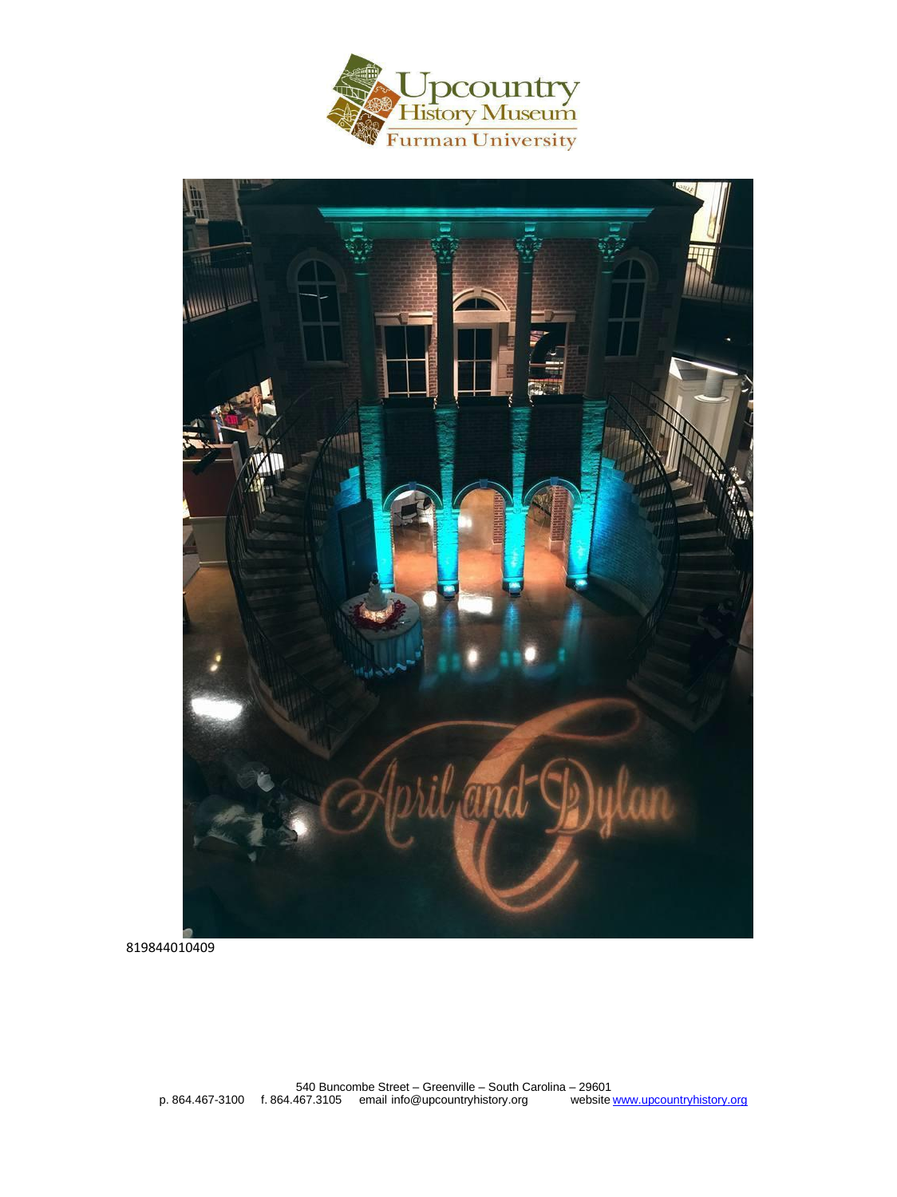Upcountry History Museum
Furman University

819844010409

540 Buncombe Street – Greenville – South Carolina – 29601
p. 864.467-3100 f. 864.467.3105 email info@upcountryhistory.org website www.upcountryhistory.org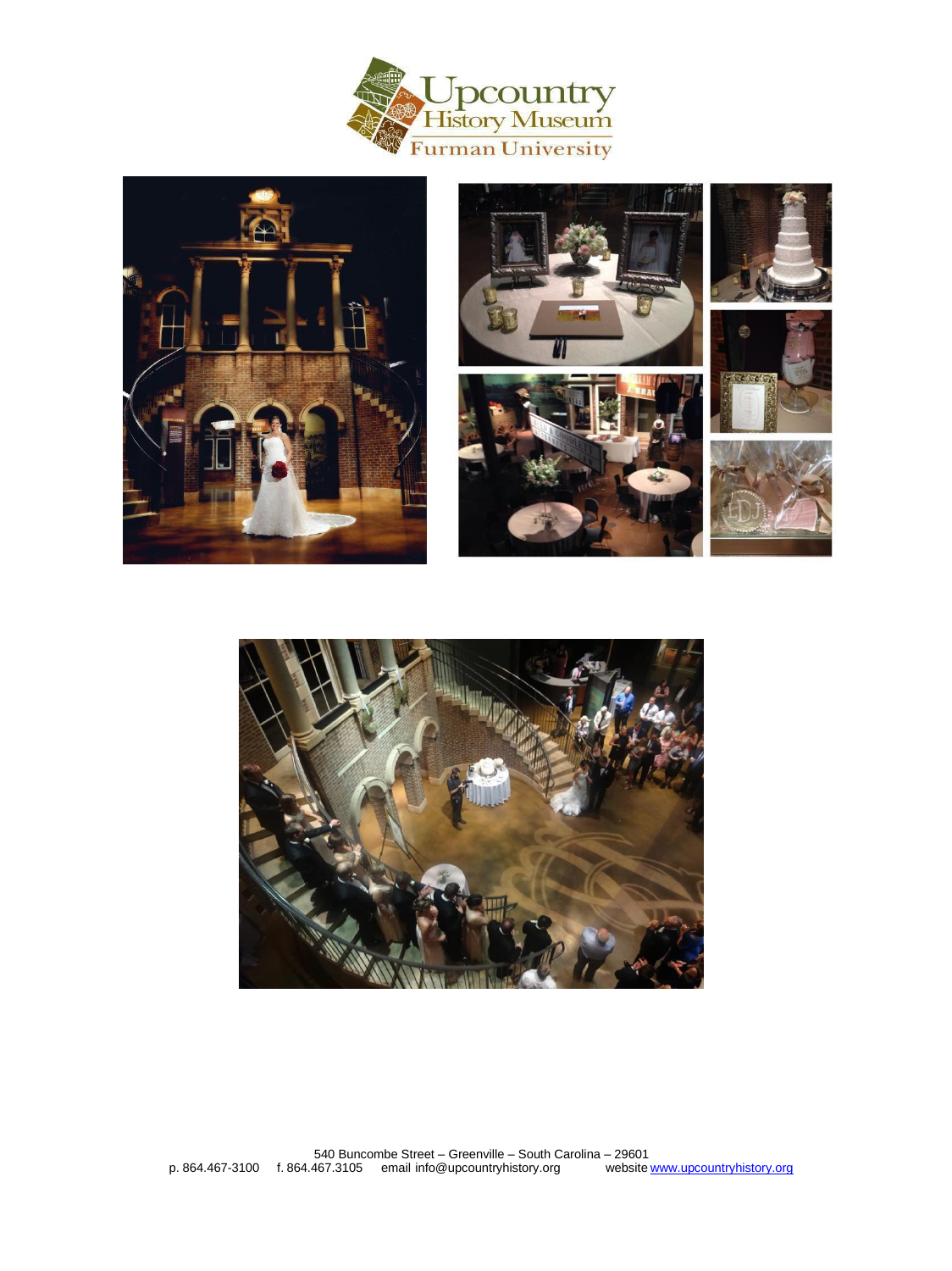540 Buncombe Street – Greenville – South Carolina – 29601

p. 864.467-3100 f. 864.467.3105 email info@upcountryhistory.org website www.upcountryhistory.org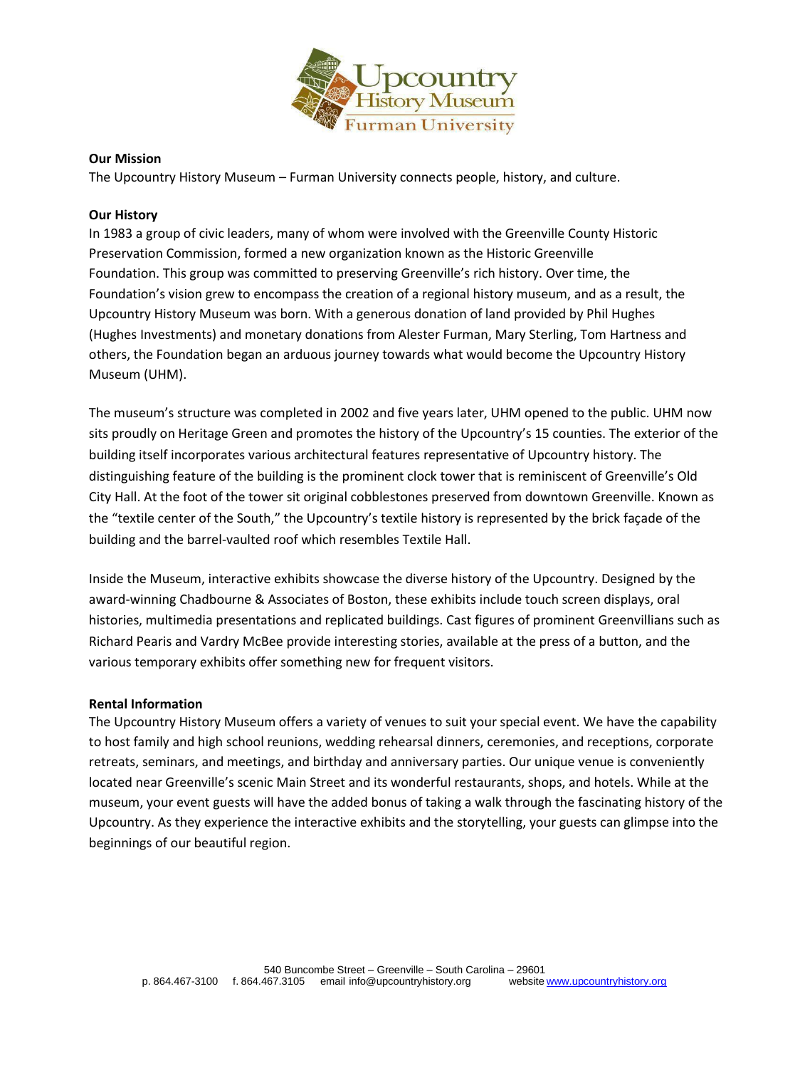Upcountry History Museum
Furman University

**Our Mission**

The Upcountry History Museum – Furman University connects people, history, and culture.

**Our History**

In 1983 a group of civic leaders, many of whom were involved with the Greenville County Historic Preservation Commission, formed a new organization known as the Historic Greenville Foundation. This group was committed to preserving Greenville's rich history. Over time, the Foundation's vision grew to encompass the creation of a regional history museum, and as a result, the Upcountry History Museum was born. With a generous donation of land provided by Phil Hughes (Hughes Investments) and monetary donations from Alester Furman, Mary Sterling, Tom Hartness and others, the Foundation began an arduous journey towards what would become the Upcountry History Museum (UHM).

The museum's structure was completed in 2002 and five years later, UHM opened to the public. UHM now sits proudly on Heritage Green and promotes the history of the Upcountry's 15 counties. The exterior of the building itself incorporates various architectural features representative of Upcountry history. The distinguishing feature of the building is the prominent clock tower that is reminiscent of Greenville's Old City Hall. At the foot of the tower sit original cobblestones preserved from downtown Greenville. Known as the "textile center of the South," the Upcountry's textile history is represented by the brick façade of the building and the barrel-vaulted roof which resembles Textile Hall.

Inside the Museum, interactive exhibits showcase the diverse history of the Upcountry. Designed by the award-winning Chadbourne & Associates of Boston, these exhibits include touch screen displays, oral histories, multimedia presentations and replicated buildings. Cast figures of prominent Greenvillians such as Richard Pearis and Vardry McBee provide interesting stories, available at the press of a button, and the various temporary exhibits offer something new for frequent visitors.

**Rental Information**

The Upcountry History Museum offers a variety of venues to suit your special event. We have the capability to host family and high school reunions, wedding rehearsal dinners, ceremonies, and receptions, corporate retreats, seminars, and meetings, and birthday and anniversary parties. Our unique venue is conveniently located near Greenville's scenic Main Street and its wonderful restaurants, shops, and hotels. While at the museum, your event guests will have the added bonus of taking a walk through the fascinating history of the Upcountry. As they experience the interactive exhibits and the storytelling, your guests can glimpse into the beginnings of our beautiful region.

540 Buncombe Street – Greenville – South Carolina – 29601
p. 864.467-3100 f. 864.467.3105 email info@upcountryhistory.org website www.upcountryhistory.org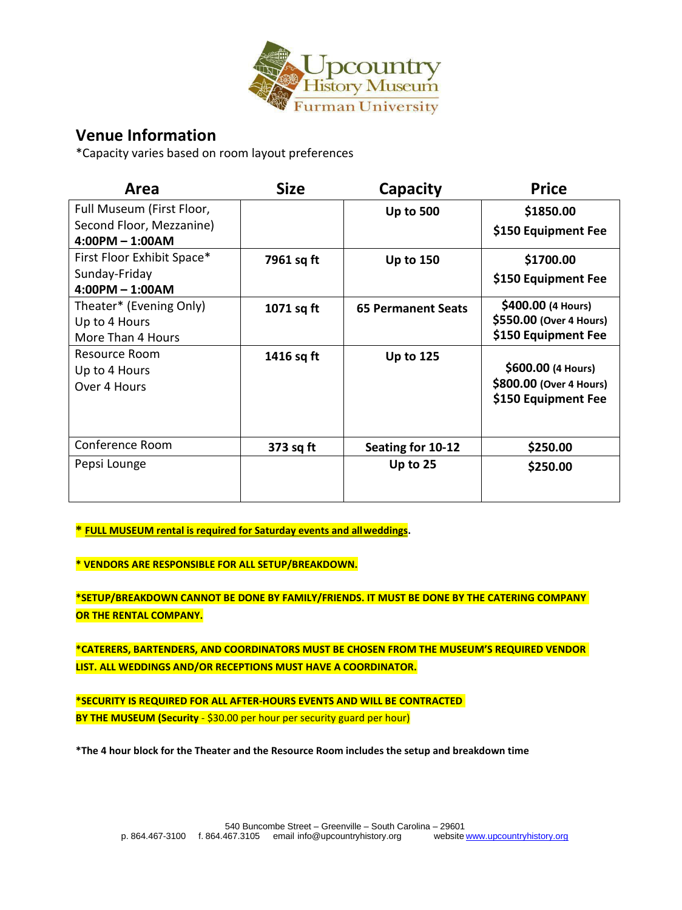## Venue Information

*Capacity varies based on room layout preferences

| Area | Size | Capacity | Price |
|---|---|---|---|
| Full Museum (First Floor, Second Floor, Mezzanine) **4:00PM – 1:00AM** | | **Up to 500** | **$1850.00** **$150 Equipment Fee** |
| First Floor Exhibit Space* Sunday-Friday **4:00PM – 1:00AM** | **7961 sq ft** | **Up to 150** | **$1700.00** **$150 Equipment Fee** |
| Theater* (Evening Only) Up to 4 Hours More Than 4 Hours | **1071 sq ft** | **65 Permanent Seats** | **$400.00 (4 Hours)** **$550.00 (Over 4 Hours)** **$150 Equipment Fee** |
| Resource Room Up to 4 Hours Over 4 Hours | **1416 sq ft** | **Up to 125** | **$600.00 (4 Hours)** **$800.00 (Over 4 Hours)** **$150 Equipment Fee** |
| Conference Room | **373 sq ft** | **Seating for 10-12** | **$250.00** |
| Pepsi Lounge | | **Up to 25** | **$250.00** |

**\* FULL MUSEUM rental is required for Saturday events and all weddings.**

**\* VENDORS ARE RESPONSIBLE FOR ALL SETUP/BREAKDOWN.**

**\*SETUP/BREAKDOWN CANNOT BE DONE BY FAMILY/FRIENDS. IT MUST BE DONE BY THE CATERING COMPANY OR THE RENTAL COMPANY.**

**\*CATERERS, BARTENDERS, AND COORDINATORS MUST BE CHOSEN FROM THE MUSEUM'S REQUIRED VENDOR LIST. ALL WEDDINGS AND/OR RECEPTIONS MUST HAVE A COORDINATOR.**

**\*SECURITY IS REQUIRED FOR ALL AFTER-HOURS EVENTS AND WILL BE CONTRACTED BY THE MUSEUM (Security** - $30.00 per hour per security guard per hour)

**\*The 4 hour block for the Theater and the Resource Room includes the setup and breakdown time**

540 Buncombe Street – Greenville – South Carolina – 29601
p. 864.467-3100 f. 864.467.3105 email info@upcountryhistory.org website www.upcountryhistory.org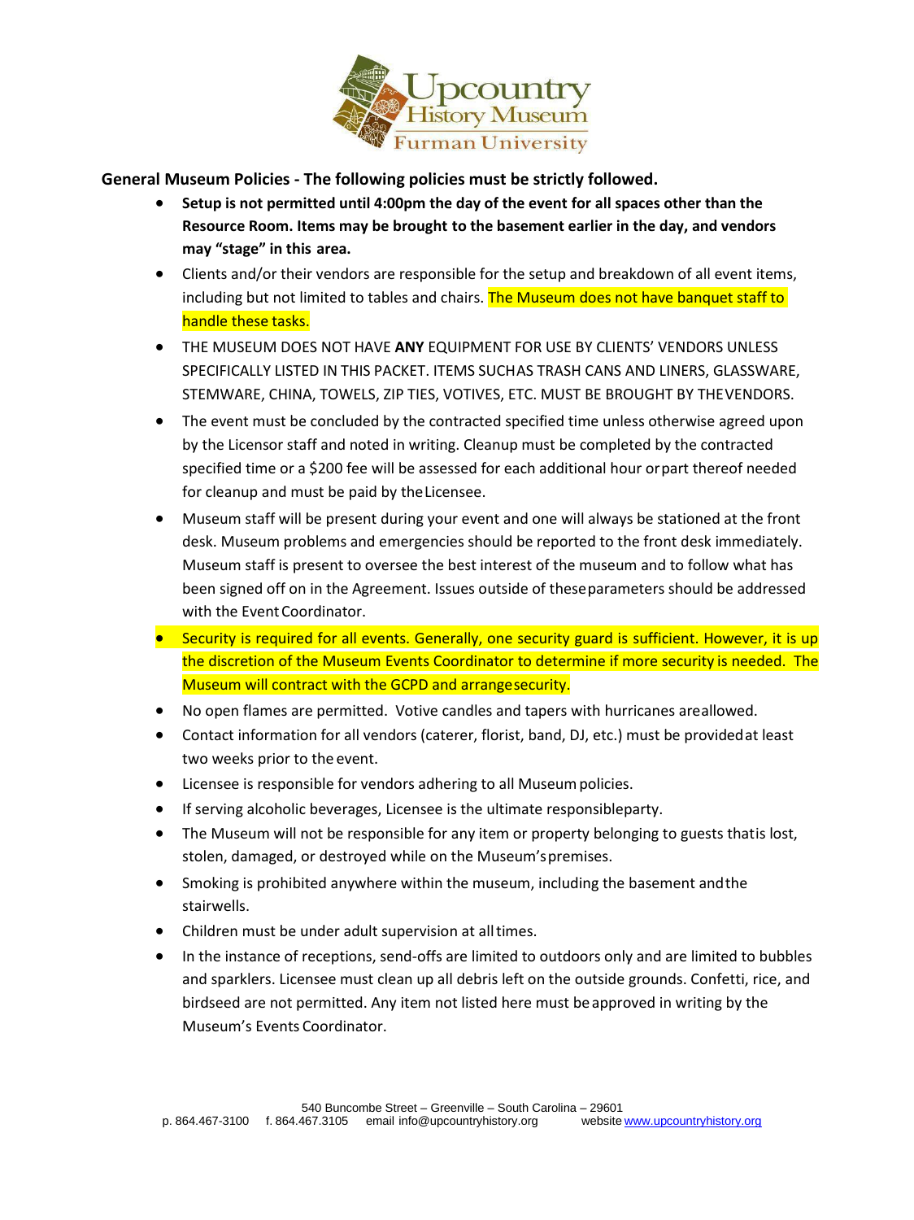**General Museum Policies - The following policies must be strictly followed.**

- **Setup is not permitted until 4:00pm the day of the event for all spaces other than the Resource Room. Items may be brought to the basement earlier in the day, and vendors may "stage" in this area.**
- Clients and/or their vendors are responsible for the setup and breakdown of all event items, including but not limited to tables and chairs. The Museum does not have banquet staff to handle these tasks.
- THE MUSEUM DOES NOT HAVE **ANY** EQUIPMENT FOR USE BY CLIENTS' VENDORS UNLESS SPECIFICALLY LISTED IN THIS PACKET. ITEMS SUCHAS TRASH CANS AND LINERS, GLASSWARE, STEMWARE, CHINA, TOWELS, ZIP TIES, VOTIVES, ETC. MUST BE BROUGHT BY THEVENDORS.
- The event must be concluded by the contracted specified time unless otherwise agreed upon by the Licensor staff and noted in writing. Cleanup must be completed by the contracted specified time or a $200 fee will be assessed for each additional hour orpart thereof needed for cleanup and must be paid by theLicensee.
- Museum staff will be present during your event and one will always be stationed at the front desk. Museum problems and emergencies should be reported to the front desk immediately. Museum staff is present to oversee the best interest of the museum and to follow what has been signed off on in the Agreement. Issues outside of theseparameters should be addressed with the Event Coordinator.
- Security is required for all events. Generally, one security guard is sufficient. However, it is up the discretion of the Museum Events Coordinator to determine if more security is needed. The Museum will contract with the GCPD and arrangesecurity.
- No open flames are permitted. Votive candles and tapers with hurricanes areallowed.
- Contact information for all vendors (caterer, florist, band, DJ, etc.) must be providedat least two weeks prior to the event.
- Licensee is responsible for vendors adhering to all Museum policies.
- If serving alcoholic beverages, Licensee is the ultimate responsibleparty.
- The Museum will not be responsible for any item or property belonging to guests thatis lost, stolen, damaged, or destroyed while on the Museum'spremises.
- Smoking is prohibited anywhere within the museum, including the basement andthe stairwells.
- Children must be under adult supervision at alltimes.
- In the instance of receptions, send-offs are limited to outdoors only and are limited to bubbles and sparklers. Licensee must clean up all debris left on the outside grounds. Confetti, rice, and birdseed are not permitted. Any item not listed here must beapproved in writing by the Museum's Events Coordinator.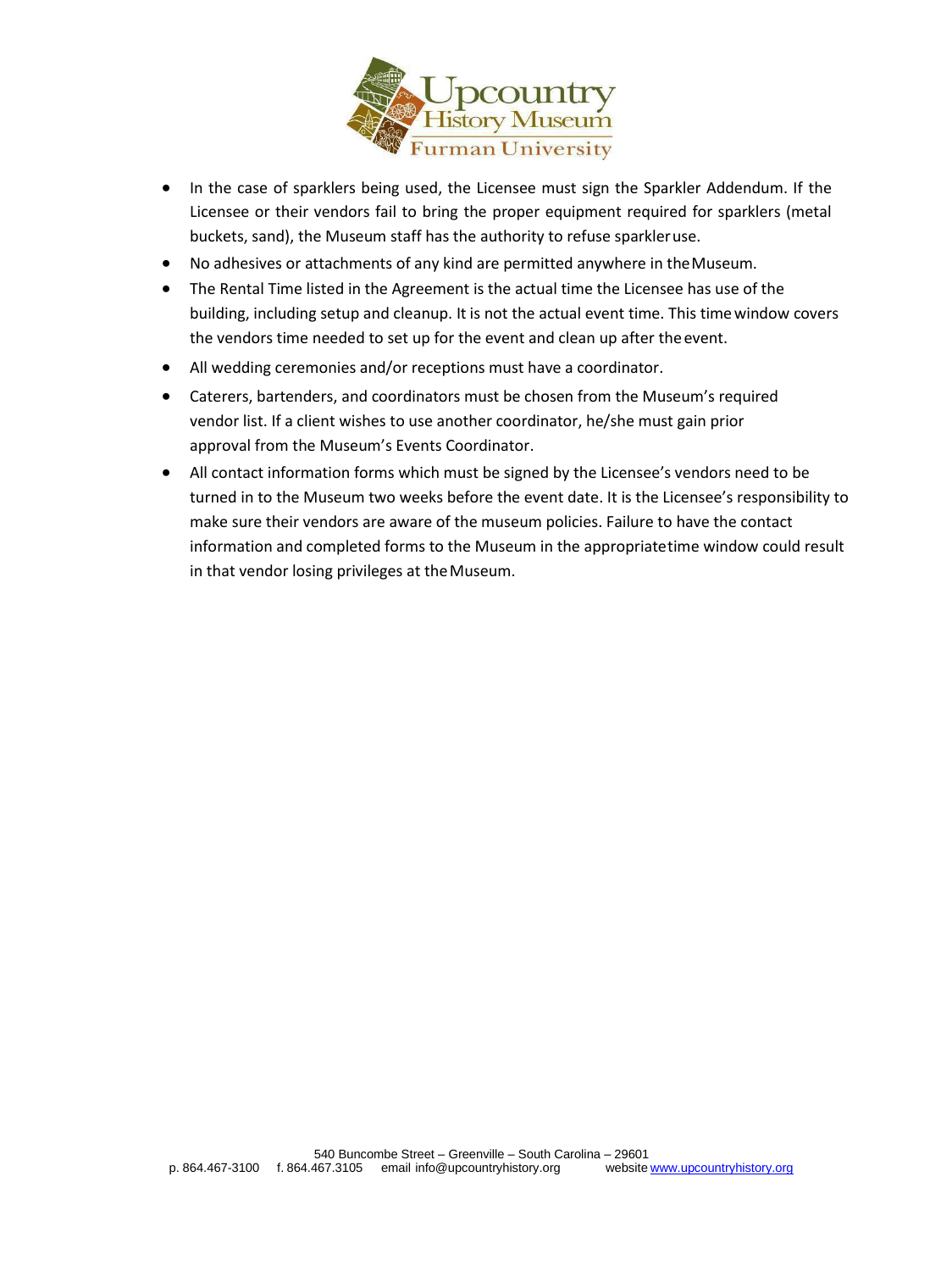- In the case of sparklers being used, the Licensee must sign the Sparkler Addendum. If the Licensee or their vendors fail to bring the proper equipment required for sparklers (metal buckets, sand), the Museum staff has the authority to refuse sparkler use.
- No adhesives or attachments of any kind are permitted anywhere in the Museum.
- The Rental Time listed in the Agreement is the actual time the Licensee has use of the building, including setup and cleanup. It is not the actual event time. This time window covers the vendors time needed to set up for the event and clean up after the event.
- All wedding ceremonies and/or receptions must have a coordinator.
- Caterers, bartenders, and coordinators must be chosen from the Museum's required vendor list. If a client wishes to use another coordinator, he/she must gain prior approval from the Museum's Events Coordinator.
- All contact information forms which must be signed by the Licensee's vendors need to be turned in to the Museum two weeks before the event date. It is the Licensee's responsibility to make sure their vendors are aware of the museum policies. Failure to have the contact information and completed forms to the Museum in the appropriate time window could result in that vendor losing privileges at the Museum.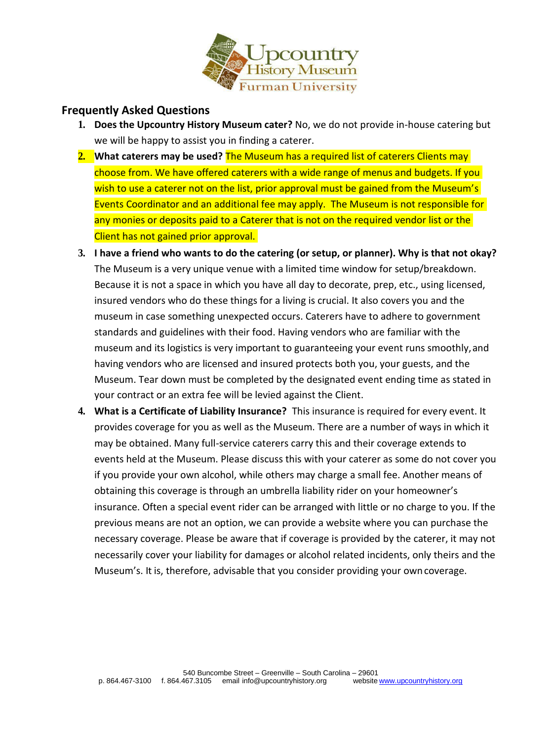## Frequently Asked Questions

1. **Does the Upcountry History Museum cater?** No, we do not provide in-house catering but we will be happy to assist you in finding a caterer.
2. **What caterers may be used?** The Museum has a required list of caterers Clients may choose from. We have offered caterers with a wide range of menus and budgets. If you wish to use a caterer not on the list, prior approval must be gained from the Museum's Events Coordinator and an additional fee may apply. The Museum is not responsible for any monies or deposits paid to a Caterer that is not on the required vendor list or the Client has not gained prior approval.
3. **I have a friend who wants to do the catering (or setup, or planner). Why is that not okay?** The Museum is a very unique venue with a limited time window for setup/breakdown. Because it is not a space in which you have all day to decorate, prep, etc., using licensed, insured vendors who do these things for a living is crucial. It also covers you and the museum in case something unexpected occurs. Caterers have to adhere to government standards and guidelines with their food. Having vendors who are familiar with the museum and its logistics is very important to guaranteeing your event runs smoothly, and having vendors who are licensed and insured protects both you, your guests, and the Museum. Tear down must be completed by the designated event ending time as stated in your contract or an extra fee will be levied against the Client.
4. **What is a Certificate of Liability Insurance?** This insurance is required for every event. It provides coverage for you as well as the Museum. There are a number of ways in which it may be obtained. Many full-service caterers carry this and their coverage extends to events held at the Museum. Please discuss this with your caterer as some do not cover you if you provide your own alcohol, while others may charge a small fee. Another means of obtaining this coverage is through an umbrella liability rider on your homeowner's insurance. Often a special event rider can be arranged with little or no charge to you. If the previous means are not an option, we can provide a website where you can purchase the necessary coverage. Please be aware that if coverage is provided by the caterer, it may not necessarily cover your liability for damages or alcohol related incidents, only theirs and the Museum's. It is, therefore, advisable that you consider providing your own coverage.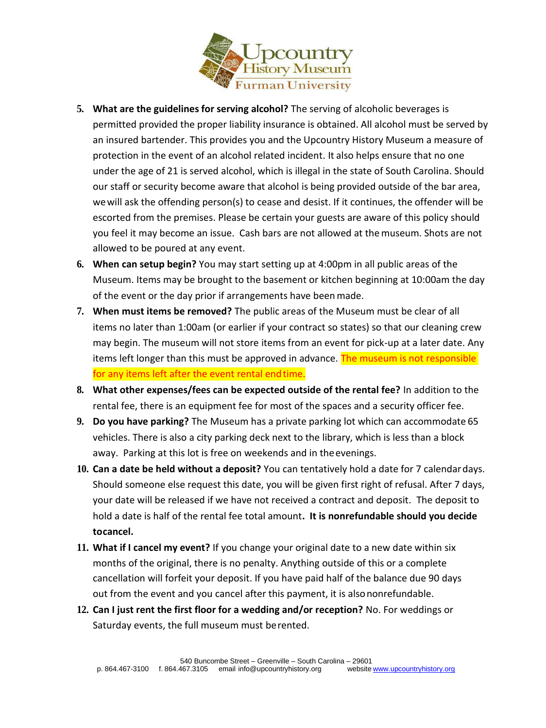5. **What are the guidelines for serving alcohol?** The serving of alcoholic beverages is permitted provided the proper liability insurance is obtained. All alcohol must be served by an insured bartender. This provides you and the Upcountry History Museum a measure of protection in the event of an alcohol related incident. It also helps ensure that no one under the age of 21 is served alcohol, which is illegal in the state of South Carolina. Should our staff or security become aware that alcohol is being provided outside of the bar area, we will ask the offending person(s) to cease and desist. If it continues, the offender will be escorted from the premises. Please be certain your guests are aware of this policy should you feel it may become an issue. Cash bars are not allowed at the museum. Shots are not allowed to be poured at any event.
6. **When can setup begin?** You may start setting up at 4:00pm in all public areas of the Museum. Items may be brought to the basement or kitchen beginning at 10:00am the day of the event or the day prior if arrangements have been made.
7. **When must items be removed?** The public areas of the Museum must be clear of all items no later than 1:00am (or earlier if your contract so states) so that our cleaning crew may begin. The museum will not store items from an event for pick-up at a later date. Any items left longer than this must be approved in advance. The museum is not responsible for any items left after the event rental end time.
8. **What other expenses/fees can be expected outside of the rental fee?** In addition to the rental fee, there is an equipment fee for most of the spaces and a security officer fee.
9. **Do you have parking?** The Museum has a private parking lot which can accommodate 65 vehicles. There is also a city parking deck next to the library, which is less than a block away. Parking at this lot is free on weekends and in the evenings.
10. **Can a date be held without a deposit?** You can tentatively hold a date for 7 calendar days. Should someone else request this date, you will be given first right of refusal. After 7 days, your date will be released if we have not received a contract and deposit. The deposit to hold a date is half of the rental fee total amount**. It is nonrefundable should you decide to cancel.**
11. **What if I cancel my event?** If you change your original date to a new date within six months of the original, there is no penalty. Anything outside of this or a complete cancellation will forfeit your deposit. If you have paid half of the balance due 90 days out from the event and you cancel after this payment, it is also nonrefundable.
12. **Can I just rent the first floor for a wedding and/or reception?** No. For weddings or Saturday events, the full museum must be rented.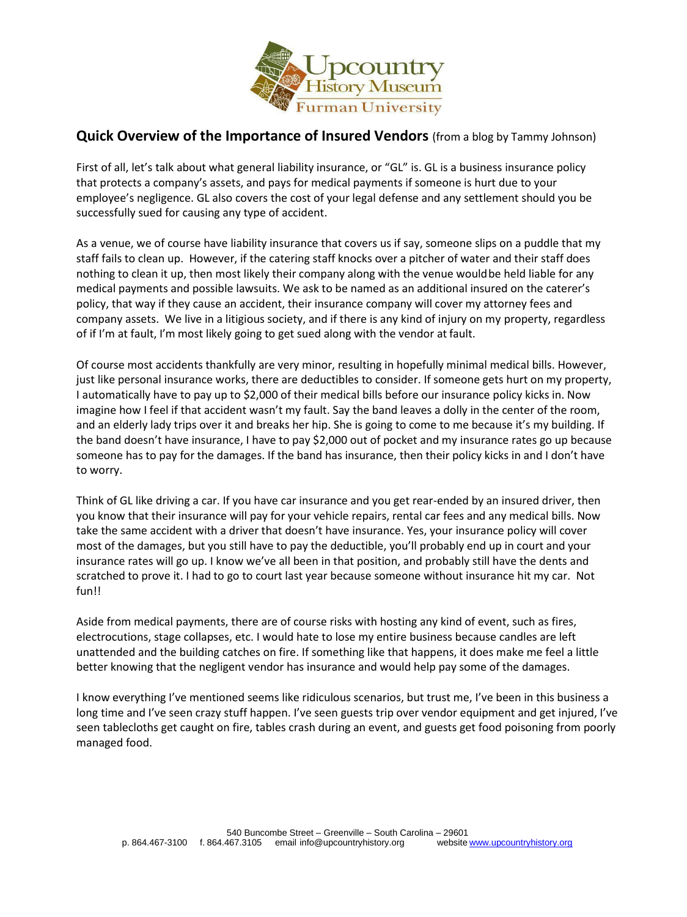## **Quick Overview of the Importance of Insured Vendors** (from a blog by Tammy Johnson)

First of all, let's talk about what general liability insurance, or "GL" is. GL is a business insurance policy that protects a company's assets, and pays for medical payments if someone is hurt due to your employee's negligence. GL also covers the cost of your legal defense and any settlement should you be successfully sued for causing any type of accident.

As a venue, we of course have liability insurance that covers us if say, someone slips on a puddle that my staff fails to clean up. However, if the catering staff knocks over a pitcher of water and their staff does nothing to clean it up, then most likely their company along with the venue wouldbe held liable for any medical payments and possible lawsuits. We ask to be named as an additional insured on the caterer's policy, that way if they cause an accident, their insurance company will cover my attorney fees and company assets. We live in a litigious society, and if there is any kind of injury on my property, regardless of if I'm at fault, I'm most likely going to get sued along with the vendor at fault.

Of course most accidents thankfully are very minor, resulting in hopefully minimal medical bills. However, just like personal insurance works, there are deductibles to consider. If someone gets hurt on my property, I automatically have to pay up to $2,000 of their medical bills before our insurance policy kicks in. Now imagine how I feel if that accident wasn't my fault. Say the band leaves a dolly in the center of the room, and an elderly lady trips over it and breaks her hip. She is going to come to me because it's my building. If the band doesn't have insurance, I have to pay $2,000 out of pocket and my insurance rates go up because someone has to pay for the damages. If the band has insurance, then their policy kicks in and I don't have to worry.

Think of GL like driving a car. If you have car insurance and you get rear-ended by an insured driver, then you know that their insurance will pay for your vehicle repairs, rental car fees and any medical bills. Now take the same accident with a driver that doesn't have insurance. Yes, your insurance policy will cover most of the damages, but you still have to pay the deductible, you'll probably end up in court and your insurance rates will go up. I know we've all been in that position, and probably still have the dents and scratched to prove it. I had to go to court last year because someone without insurance hit my car. Not fun!!

Aside from medical payments, there are of course risks with hosting any kind of event, such as fires, electrocutions, stage collapses, etc. I would hate to lose my entire business because candles are left unattended and the building catches on fire. If something like that happens, it does make me feel a little better knowing that the negligent vendor has insurance and would help pay some of the damages.

I know everything I've mentioned seems like ridiculous scenarios, but trust me, I've been in this business a long time and I've seen crazy stuff happen. I've seen guests trip over vendor equipment and get injured, I've seen tablecloths get caught on fire, tables crash during an event, and guests get food poisoning from poorly managed food.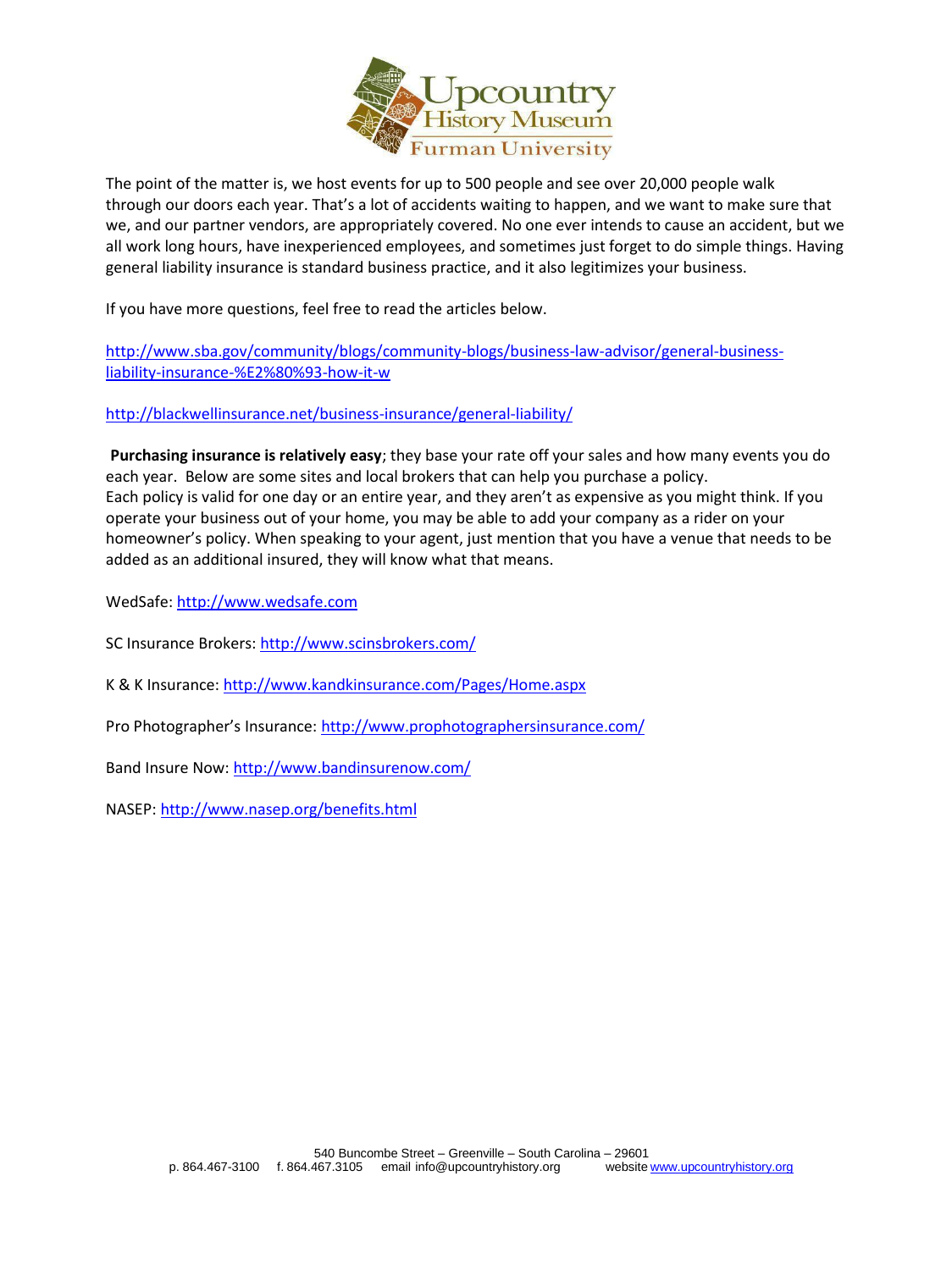The point of the matter is, we host events for up to 500 people and see over 20,000 people walk through our doors each year. That's a lot of accidents waiting to happen, and we want to make sure that we, and our partner vendors, are appropriately covered. No one ever intends to cause an accident, but we all work long hours, have inexperienced employees, and sometimes just forget to do simple things. Having general liability insurance is standard business practice, and it also legitimizes your business.

If you have more questions, feel free to read the articles below.

http://www.sba.gov/community/blogs/community-blogs/business-law-advisor/general-business-liability-insurance-%E2%80%93-how-it-w

http://blackwellinsurance.net/business-insurance/general-liability/

**Purchasing insurance is relatively easy**; they base your rate off your sales and how many events you do each year. Below are some sites and local brokers that can help you purchase a policy.
Each policy is valid for one day or an entire year, and they aren't as expensive as you might think. If you operate your business out of your home, you may be able to add your company as a rider on your homeowner's policy. When speaking to your agent, just mention that you have a venue that needs to be added as an additional insured, they will know what that means.

WedSafe: http://www.wedsafe.com

SC Insurance Brokers: http://www.scinsbrokers.com/

K & K Insurance: http://www.kandkinsurance.com/Pages/Home.aspx

Pro Photographer's Insurance: http://www.prophotographersinsurance.com/

Band Insure Now: http://www.bandinsurenow.com/

NASEP: http://www.nasep.org/benefits.html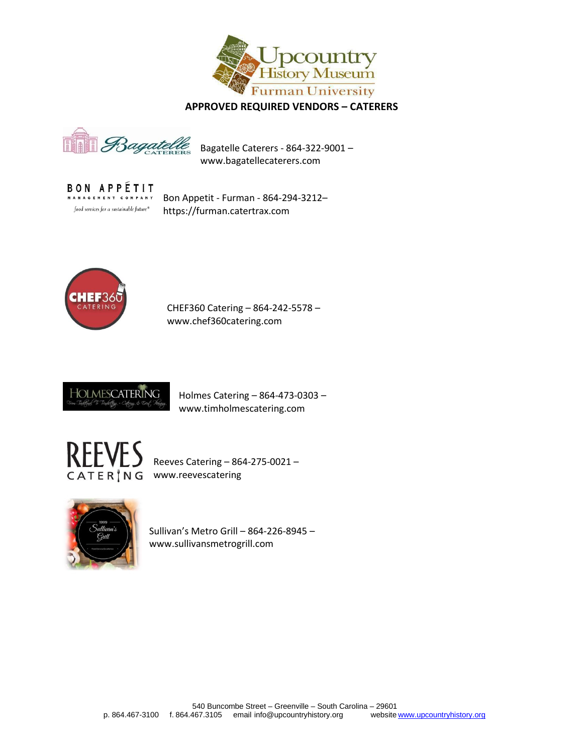## APPROVED REQUIRED VENDORS – CATERERS

Bagatelle Caterers - 864-322-9001 – www.bagatellecaterers.com

Bon Appetit - Furman - 864-294-3212– https://furman.catertrax.com

CHEF360 Catering – 864-242-5578 – www.chef360catering.com

Holmes Catering – 864-473-0303 – www.timholmescatering.com

Reeves Catering – 864-275-0021 – www.reevescatering

Sullivan's Metro Grill – 864-226-8945 – www.sullivansmetrogrill.com

540 Buncombe Street – Greenville – South Carolina – 29601
p. 864.467-3100 f. 864.467.3105 email info@upcountryhistory.org website www.upcountryhistory.org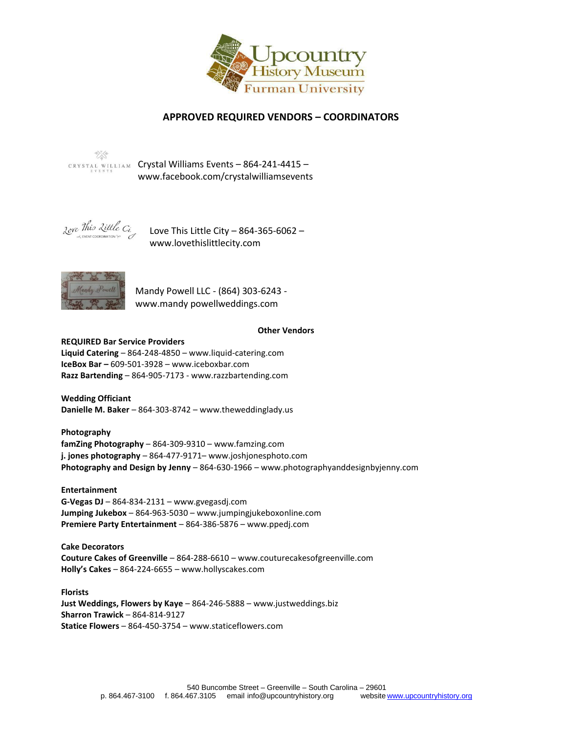## APPROVED REQUIRED VENDORS – COORDINATORS

Crystal Williams Events – 864-241-4415 – www.facebook.com/crystalwilliamsevents

Love This Little City – 864-365-6062 – www.lovethislittlecity.com

Mandy Powell LLC - (864) 303-6243 - www.mandy powellweddings.com

### Other Vendors

**REQUIRED Bar Service Providers**
**Liquid Catering** – 864-248-4850 – www.liquid-catering.com
**IceBox Bar –** 609-501-3928 – www.iceboxbar.com
**Razz Bartending** – 864-905-7173 - www.razzbartending.com

**Wedding Officiant**
**Danielle M. Baker** – 864-303-8742 – www.theweddinglady.us

**Photography**
**famZing Photography** – 864-309-9310 – www.famzing.com
**j. jones photography** – 864-477-9171– www.joshjonesphoto.com
**Photography and Design by Jenny** – 864-630-1966 – www.photographyanddesignbyjenny.com

**Entertainment**
**G-Vegas DJ** – 864-834-2131 – www.gvegasdj.com
**Jumping Jukebox** – 864-963-5030 – www.jumpingjukeboxonline.com
**Premiere Party Entertainment** – 864-386-5876 – www.ppedj.com

**Cake Decorators**
**Couture Cakes of Greenville** – 864-288-6610 – www.couturecakesofgreenville.com
**Holly's Cakes** – 864-224-6655 – www.hollyscakes.com

**Florists**
**Just Weddings, Flowers by Kaye** – 864-246-5888 – www.justweddings.biz
**Sharron Trawick** – 864-814-9127
**Statice Flowers** – 864-450-3754 – www.staticeflowers.com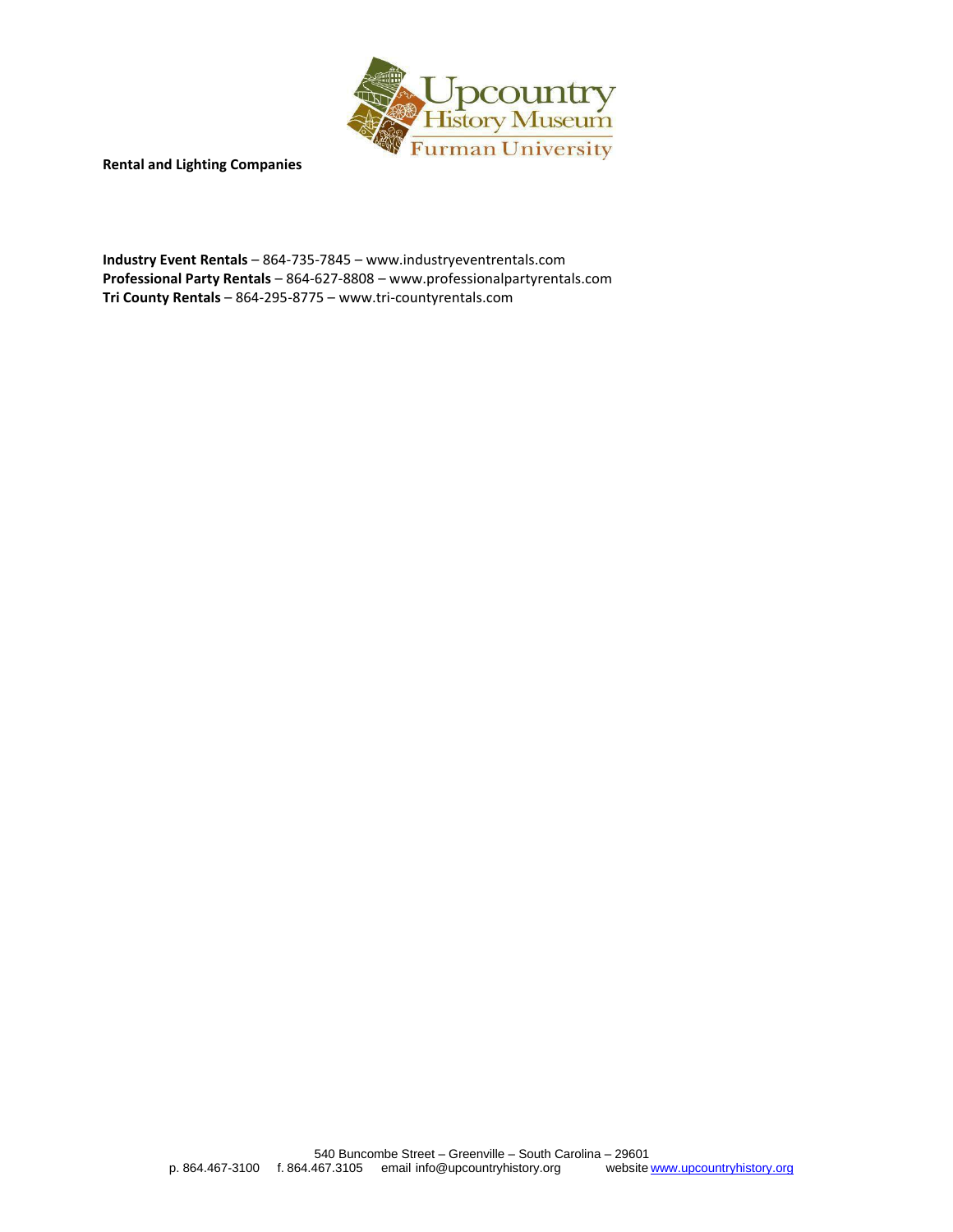**Rental and Lighting Companies**

**Industry Event Rentals** – 864-735-7845 – www.industryeventrentals.com
**Professional Party Rentals** – 864-627-8808 – www.professionalpartyrentals.com
**Tri County Rentals** – 864-295-8775 – www.tri-countyrentals.com